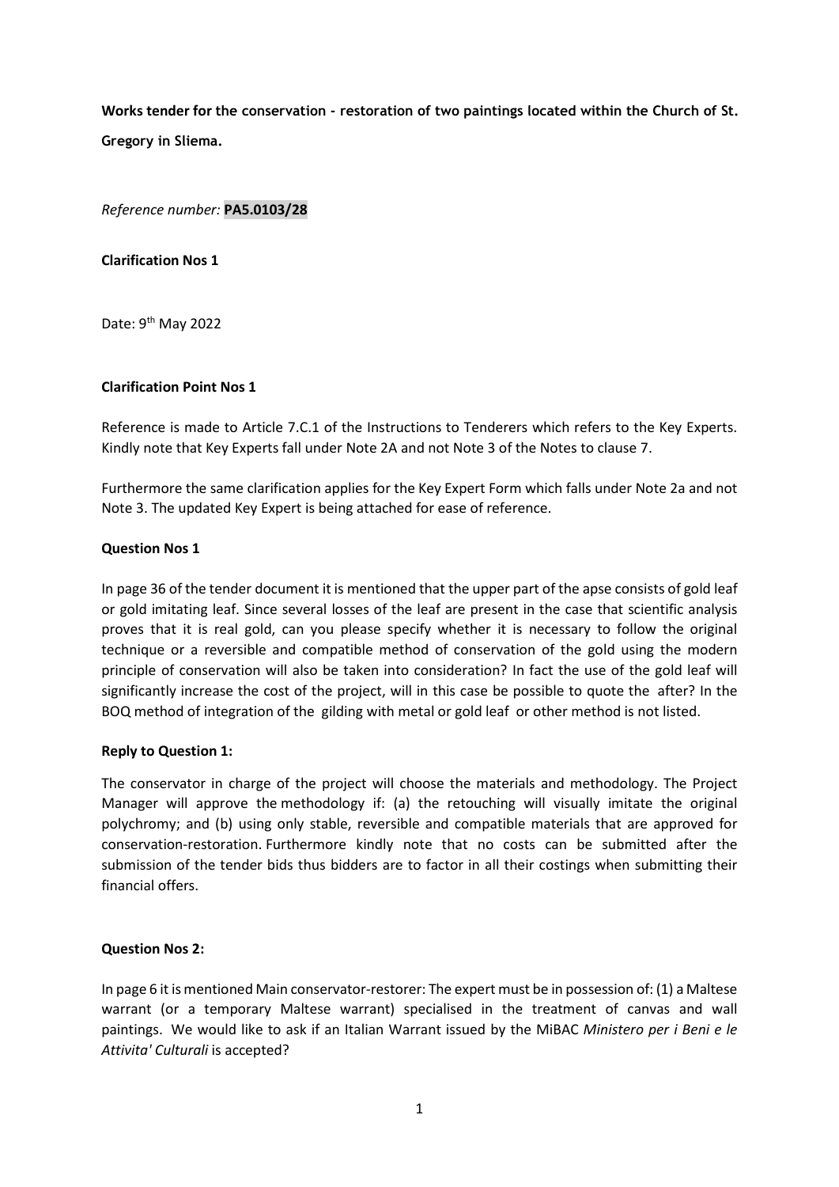**Works tender for the conservation - restoration of two paintings located within the Church of St. Gregory in Sliema.**

*Reference number:* **PA5.0103/28**

**Clarification Nos 1**

Date: 9th May 2022

**Clarification Point Nos 1**

Reference is made to Article 7.C.1 of the Instructions to Tenderers which refers to the Key Experts. Kindly note that Key Experts fall under Note 2A and not Note 3 of the Notes to clause 7.

Furthermore the same clarification applies for the Key Expert Form which falls under Note 2a and not Note 3. The updated Key Expert is being attached for ease of reference.

**Question Nos 1**

In page 36 of the tender document it is mentioned that the upper part of the apse consists of gold leaf or gold imitating leaf. Since several losses of the leaf are present in the case that scientific analysis proves that it is real gold, can you please specify whether it is necessary to follow the original technique or a reversible and compatible method of conservation of the gold using the modern principle of conservation will also be taken into consideration? In fact the use of the gold leaf will significantly increase the cost of the project, will in this case be possible to quote the after? In the BOQ method of integration of the gilding with metal or gold leaf or other method is not listed.

**Reply to Question 1:**

The conservator in charge of the project will choose the materials and methodology. The Project Manager will approve the methodology if: (a) the retouching will visually imitate the original polychromy; and (b) using only stable, reversible and compatible materials that are approved for conservation-restoration. Furthermore kindly note that no costs can be submitted after the submission of the tender bids thus bidders are to factor in all their costings when submitting their financial offers.

**Question Nos 2:**

In page 6 it is mentioned Main conservator-restorer: The expert must be in possession of: (1) a Maltese warrant (or a temporary Maltese warrant) specialised in the treatment of canvas and wall paintings. We would like to ask if an Italian Warrant issued by the MiBAC *Ministero per i Beni e le Attivita' Culturali* is accepted?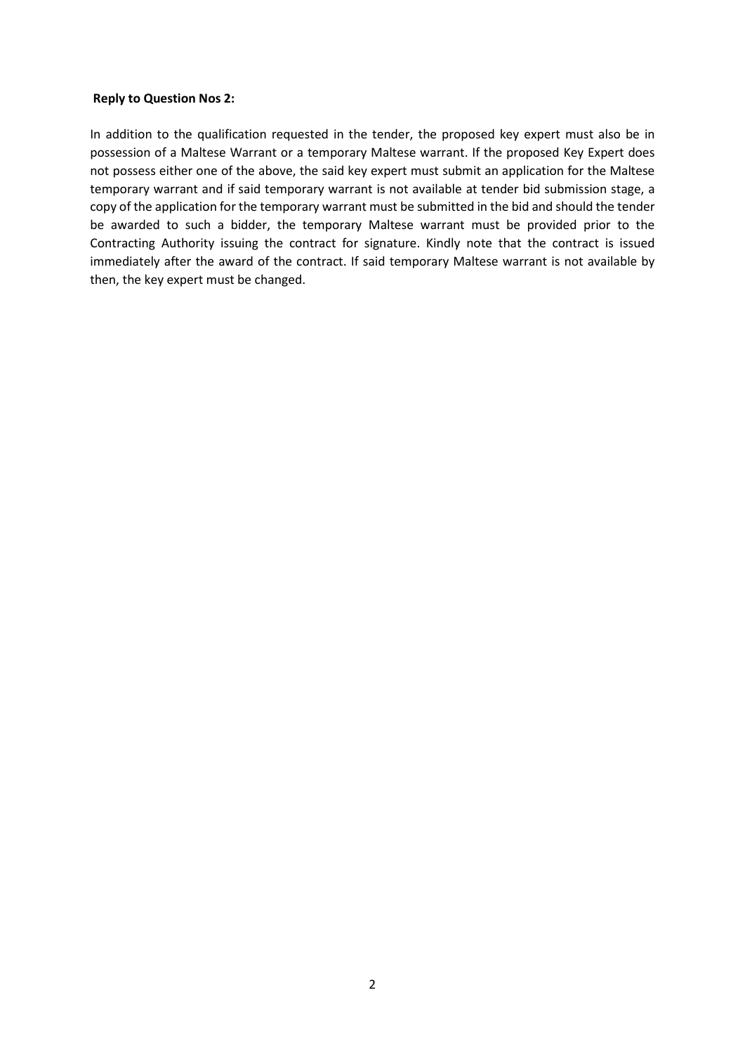**Reply to Question Nos 2:**

In addition to the qualification requested in the tender, the proposed key expert must also be in possession of a Maltese Warrant or a temporary Maltese warrant. If the proposed Key Expert does not possess either one of the above, the said key expert must submit an application for the Maltese temporary warrant and if said temporary warrant is not available at tender bid submission stage, a copy of the application for the temporary warrant must be submitted in the bid and should the tender be awarded to such a bidder, the temporary Maltese warrant must be provided prior to the Contracting Authority issuing the contract for signature. Kindly note that the contract is issued immediately after the award of the contract. If said temporary Maltese warrant is not available by then, the key expert must be changed.